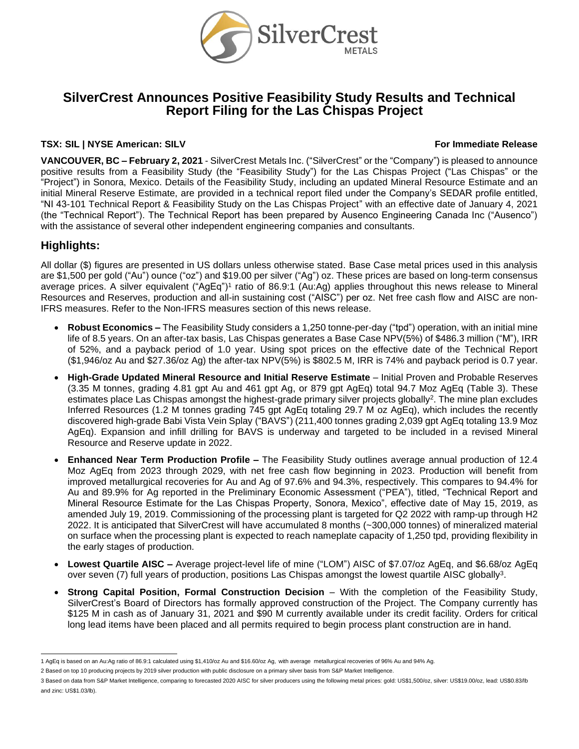# SilverCrest Announces Positive Feasibility Study Results and Technical Report Filing for the Las Chispas Project

**TSX: SIL | NYSE American: SILV** **For Immediate Release**

**VANCOUVER, BC – February 2, 2021** - SilverCrest Metals Inc. ("SilverCrest" or the "Company") is pleased to announce positive results from a Feasibility Study (the "Feasibility Study") for the Las Chispas Project ("Las Chispas" or the "Project") in Sonora, Mexico. Details of the Feasibility Study, including an updated Mineral Resource Estimate and an initial Mineral Reserve Estimate, are provided in a technical report filed under the Company's SEDAR profile entitled, "NI 43-101 Technical Report & Feasibility Study on the Las Chispas Project" with an effective date of January 4, 2021 (the "Technical Report"). The Technical Report has been prepared by Ausenco Engineering Canada Inc ("Ausenco") with the assistance of several other independent engineering companies and consultants.

## Highlights:

All dollar ($) figures are presented in US dollars unless otherwise stated. Base Case metal prices used in this analysis are $1,500 per gold ("Au") ounce ("oz") and $19.00 per silver ("Ag") oz. These prices are based on long-term consensus average prices. A silver equivalent ("AgEq")[1] ratio of 86.9:1 (Au:Ag) applies throughout this news release to Mineral Resources and Reserves, production and all-in sustaining cost ("AISC") per oz. Net free cash flow and AISC are non-IFRS measures. Refer to the Non-IFRS measures section of this news release.

- **Robust Economics –** The Feasibility Study considers a 1,250 tonne-per-day ("tpd") operation, with an initial mine life of 8.5 years. On an after-tax basis, Las Chispas generates a Base Case NPV(5%) of $486.3 million ("M"), IRR of 52%, and a payback period of 1.0 year. Using spot prices on the effective date of the Technical Report ($1,946/oz Au and $27.36/oz Ag) the after-tax NPV(5%) is $802.5 M, IRR is 74% and payback period is 0.7 year.
- **High-Grade Updated Mineral Resource and Initial Reserve Estimate** – Initial Proven and Probable Reserves (3.35 M tonnes, grading 4.81 gpt Au and 461 gpt Ag, or 879 gpt AgEq) total 94.7 Moz AgEq (Table 3). These estimates place Las Chispas amongst the highest-grade primary silver projects globally[2]. The mine plan excludes Inferred Resources (1.2 M tonnes grading 745 gpt AgEq totaling 29.7 M oz AgEq), which includes the recently discovered high-grade Babi Vista Vein Splay ("BAVS") (211,400 tonnes grading 2,039 gpt AgEq totaling 13.9 Moz AgEq). Expansion and infill drilling for BAVS is underway and targeted to be included in a revised Mineral Resource and Reserve update in 2022.
- **Enhanced Near Term Production Profile –** The Feasibility Study outlines average annual production of 12.4 Moz AgEq from 2023 through 2029, with net free cash flow beginning in 2023. Production will benefit from improved metallurgical recoveries for Au and Ag of 97.6% and 94.3%, respectively. This compares to 94.4% for Au and 89.9% for Ag reported in the Preliminary Economic Assessment ("PEA"), titled, "Technical Report and Mineral Resource Estimate for the Las Chispas Property, Sonora, Mexico", effective date of May 15, 2019, as amended July 19, 2019. Commissioning of the processing plant is targeted for Q2 2022 with ramp-up through H2 2022. It is anticipated that SilverCrest will have accumulated 8 months (~300,000 tonnes) of mineralized material on surface when the processing plant is expected to reach nameplate capacity of 1,250 tpd, providing flexibility in the early stages of production.
- **Lowest Quartile AISC –** Average project-level life of mine ("LOM") AISC of $7.07/oz AgEq, and $6.68/oz AgEq over seven (7) full years of production, positions Las Chispas amongst the lowest quartile AISC globally[3].
- **Strong Capital Position, Formal Construction Decision** – With the completion of the Feasibility Study, SilverCrest's Board of Directors has formally approved construction of the Project. The Company currently has $125 M in cash as of January 31, 2021 and $90 M currently available under its credit facility. Orders for critical long lead items have been placed and all permits required to begin process plant construction are in hand.

---

1 AgEq is based on an Au:Ag ratio of 86.9:1 calculated using $1,410/oz Au and $16.60/oz Ag, with average metallurgical recoveries of 96% Au and 94% Ag.

2 Based on top 10 producing projects by 2019 silver production with public disclosure on a primary silver basis from S&P Market Intelligence.

3 Based on data from S&P Market Intelligence, comparing to forecasted 2020 AISC for silver producers using the following metal prices: gold: US$1,500/oz, silver: US$19.00/oz, lead: US$0.83/lb and zinc: US$1.03/lb).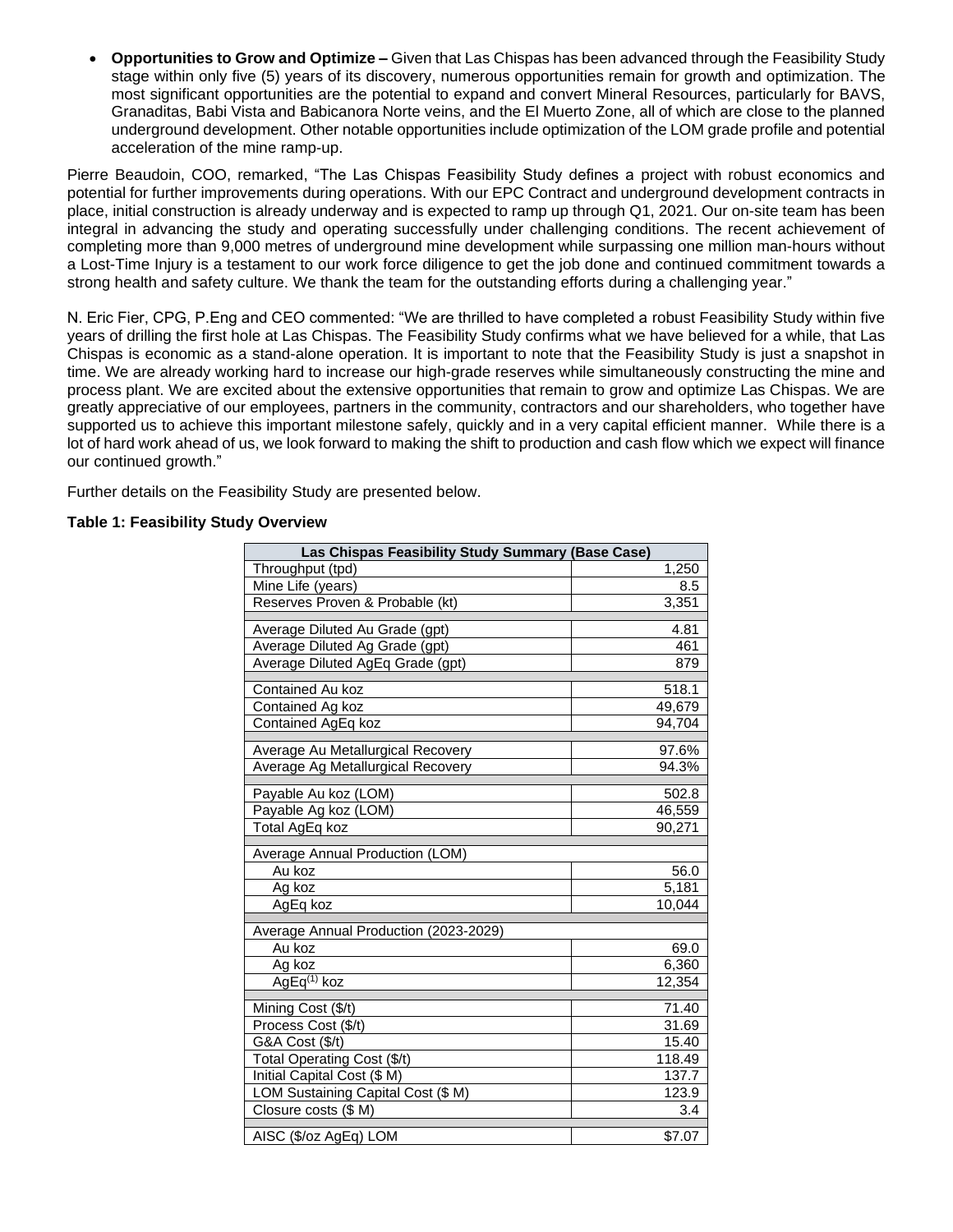- **Opportunities to Grow and Optimize –** Given that Las Chispas has been advanced through the Feasibility Study stage within only five (5) years of its discovery, numerous opportunities remain for growth and optimization. The most significant opportunities are the potential to expand and convert Mineral Resources, particularly for BAVS, Granaditas, Babi Vista and Babicanora Norte veins, and the El Muerto Zone, all of which are close to the planned underground development. Other notable opportunities include optimization of the LOM grade profile and potential acceleration of the mine ramp-up.

Pierre Beaudoin, COO, remarked, "The Las Chispas Feasibility Study defines a project with robust economics and potential for further improvements during operations. With our EPC Contract and underground development contracts in place, initial construction is already underway and is expected to ramp up through Q1, 2021. Our on-site team has been integral in advancing the study and operating successfully under challenging conditions. The recent achievement of completing more than 9,000 metres of underground mine development while surpassing one million man-hours without a Lost-Time Injury is a testament to our work force diligence to get the job done and continued commitment towards a strong health and safety culture. We thank the team for the outstanding efforts during a challenging year."

N. Eric Fier, CPG, P.Eng and CEO commented: "We are thrilled to have completed a robust Feasibility Study within five years of drilling the first hole at Las Chispas. The Feasibility Study confirms what we have believed for a while, that Las Chispas is economic as a stand-alone operation. It is important to note that the Feasibility Study is just a snapshot in time. We are already working hard to increase our high-grade reserves while simultaneously constructing the mine and process plant. We are excited about the extensive opportunities that remain to grow and optimize Las Chispas. We are greatly appreciative of our employees, partners in the community, contractors and our shareholders, who together have supported us to achieve this important milestone safely, quickly and in a very capital efficient manner. While there is a lot of hard work ahead of us, we look forward to making the shift to production and cash flow which we expect will finance our continued growth."

Further details on the Feasibility Study are presented below.

**Table 1: Feasibility Study Overview**

| Las Chispas Feasibility Study Summary (Base Case) | |
|---|---|
| Throughput (tpd) | 1,250 |
| Mine Life (years) | 8.5 |
| Reserves Proven & Probable (kt) | 3,351 |
| | |
| Average Diluted Au Grade (gpt) | 4.81 |
| Average Diluted Ag Grade (gpt) | 461 |
| Average Diluted AgEq Grade (gpt) | 879 |
| | |
| Contained Au koz | 518.1 |
| Contained Ag koz | 49,679 |
| Contained AgEq koz | 94,704 |
| | |
| Average Au Metallurgical Recovery | 97.6% |
| Average Ag Metallurgical Recovery | 94.3% |
| | |
| Payable Au koz (LOM) | 502.8 |
| Payable Ag koz (LOM) | 46,559 |
| Total AgEq koz | 90,271 |
| | |
| Average Annual Production (LOM) | |
| Au koz | 56.0 |
| Ag koz | 5,181 |
| AgEq koz | 10,044 |
| | |
| Average Annual Production (2023-2029) | |
| Au koz | 69.0 |
| Ag koz | 6,360 |
| AgEq[1] koz | 12,354 |
| | |
| Mining Cost ($/t) | 71.40 |
| Process Cost ($/t) | 31.69 |
| G&A Cost ($/t) | 15.40 |
| Total Operating Cost ($/t) | 118.49 |
| Initial Capital Cost ($ M) | 137.7 |
| LOM Sustaining Capital Cost ($ M) | 123.9 |
| Closure costs ($ M) | 3.4 |
| | |
| AISC ($/oz AgEq) LOM | $7.07 |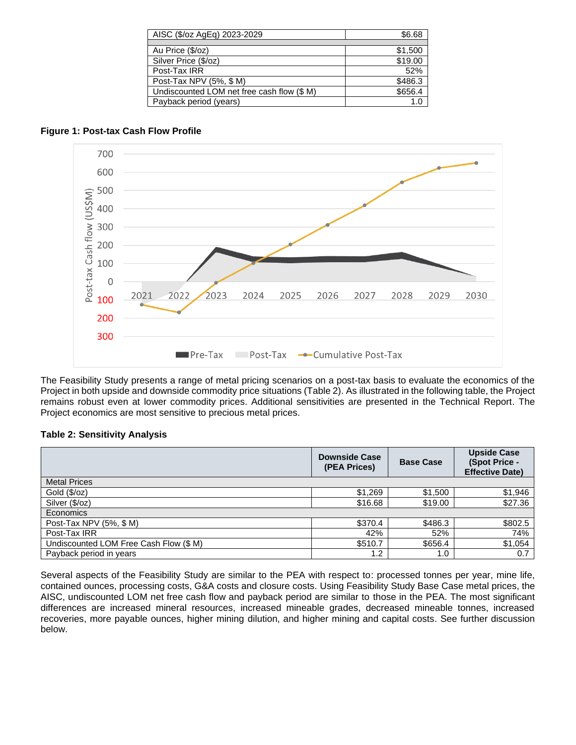| AISC ($/oz AgEq) 2023-2029 | $6.68 |
|---|---|
| | |
| Au Price ($/oz) | $1,500 |
| Silver Price ($/oz) | $19.00 |
| Post-Tax IRR | 52% |
| Post-Tax NPV (5%, $ M) | $486.3 |
| Undiscounted LOM net free cash flow ($ M) | $656.4 |
| Payback period (years) | 1.0 |

**Figure 1: Post-tax Cash Flow Profile**

The Feasibility Study presents a range of metal pricing scenarios on a post-tax basis to evaluate the economics of the Project in both upside and downside commodity price situations (Table 2). As illustrated in the following table, the Project remains robust even at lower commodity prices. Additional sensitivities are presented in the Technical Report. The Project economics are most sensitive to precious metal prices.

**Table 2: Sensitivity Analysis**

| | Downside Case (PEA Prices) | Base Case | Upside Case (Spot Price - Effective Date) |
|---|---|---|---|
| Metal Prices | | | |
| Gold ($/oz) | $1,269 | $1,500 | $1,946 |
| Silver ($/oz) | $16.68 | $19.00 | $27.36 |
| Economics | | | |
| Post-Tax NPV (5%, $ M) | $370.4 | $486.3 | $802.5 |
| Post-Tax IRR | 42% | 52% | 74% |
| Undiscounted LOM Free Cash Flow ($ M) | $510.7 | $656.4 | $1,054 |
| Payback period in years | 1.2 | 1.0 | 0.7 |

Several aspects of the Feasibility Study are similar to the PEA with respect to: processed tonnes per year, mine life, contained ounces, processing costs, G&A costs and closure costs. Using Feasibility Study Base Case metal prices, the AISC, undiscounted LOM net free cash flow and payback period are similar to those in the PEA. The most significant differences are increased mineral resources, increased mineable grades, decreased mineable tonnes, increased recoveries, more payable ounces, higher mining dilution, and higher mining and capital costs. See further discussion below.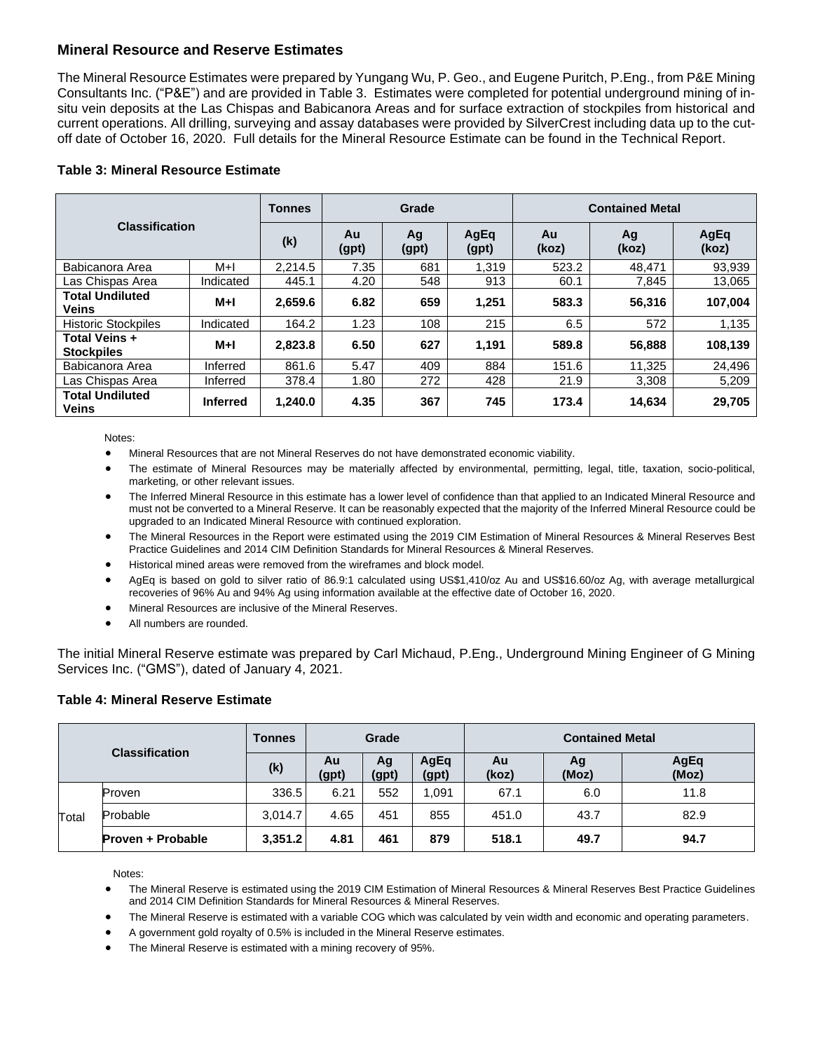## Mineral Resource and Reserve Estimates

The Mineral Resource Estimates were prepared by Yungang Wu, P. Geo., and Eugene Puritch, P.Eng., from P&E Mining Consultants Inc. ("P&E") and are provided in Table 3. Estimates were completed for potential underground mining of in-situ vein deposits at the Las Chispas and Babicanora Areas and for surface extraction of stockpiles from historical and current operations. All drilling, surveying and assay databases were provided by SilverCrest including data up to the cut-off date of October 16, 2020. Full details for the Mineral Resource Estimate can be found in the Technical Report.

### Table 3: Mineral Resource Estimate

| Classification | | Tonnes | Grade | | | Contained Metal | | |
|---|---|---|---|---|---|---|---|---|
| | | (k) | Au (gpt) | Ag (gpt) | AgEq (gpt) | Au (koz) | Ag (koz) | AgEq (koz) |
| Babicanora Area | M+I | 2,214.5 | 7.35 | 681 | 1,319 | 523.2 | 48,471 | 93,939 |
| Las Chispas Area | Indicated | 445.1 | 4.20 | 548 | 913 | 60.1 | 7,845 | 13,065 |
| **Total Undiluted Veins** | **M+I** | **2,659.6** | **6.82** | **659** | **1,251** | **583.3** | **56,316** | **107,004** |
| Historic Stockpiles | Indicated | 164.2 | 1.23 | 108 | 215 | 6.5 | 572 | 1,135 |
| **Total Veins + Stockpiles** | **M+I** | **2,823.8** | **6.50** | **627** | **1,191** | **589.8** | **56,888** | **108,139** |
| Babicanora Area | Inferred | 861.6 | 5.47 | 409 | 884 | 151.6 | 11,325 | 24,496 |
| Las Chispas Area | Inferred | 378.4 | 1.80 | 272 | 428 | 21.9 | 3,308 | 5,209 |
| **Total Undiluted Veins** | **Inferred** | **1,240.0** | **4.35** | **367** | **745** | **173.4** | **14,634** | **29,705** |

Notes:

- Mineral Resources that are not Mineral Reserves do not have demonstrated economic viability.
- The estimate of Mineral Resources may be materially affected by environmental, permitting, legal, title, taxation, socio-political, marketing, or other relevant issues.
- The Inferred Mineral Resource in this estimate has a lower level of confidence than that applied to an Indicated Mineral Resource and must not be converted to a Mineral Reserve. It can be reasonably expected that the majority of the Inferred Mineral Resource could be upgraded to an Indicated Mineral Resource with continued exploration.
- The Mineral Resources in the Report were estimated using the 2019 CIM Estimation of Mineral Resources & Mineral Reserves Best Practice Guidelines and 2014 CIM Definition Standards for Mineral Resources & Mineral Reserves.
- Historical mined areas were removed from the wireframes and block model.
- AgEq is based on gold to silver ratio of 86.9:1 calculated using US$1,410/oz Au and US$16.60/oz Ag, with average metallurgical recoveries of 96% Au and 94% Ag using information available at the effective date of October 16, 2020.
- Mineral Resources are inclusive of the Mineral Reserves.
- All numbers are rounded.

The initial Mineral Reserve estimate was prepared by Carl Michaud, P.Eng., Underground Mining Engineer of G Mining Services Inc. ("GMS"), dated of January 4, 2021.

### Table 4: Mineral Reserve Estimate

| Classification | | Tonnes | Grade | | | Contained Metal | | |
|---|---|---|---|---|---|---|---|---|
| | | (k) | Au (gpt) | Ag (gpt) | AgEq (gpt) | Au (koz) | Ag (Moz) | AgEq (Moz) |
| Total | Proven | 336.5 | 6.21 | 552 | 1,091 | 67.1 | 6.0 | 11.8 |
| | Probable | 3,014.7 | 4.65 | 451 | 855 | 451.0 | 43.7 | 82.9 |
| | **Proven + Probable** | **3,351.2** | **4.81** | **461** | **879** | **518.1** | **49.7** | **94.7** |

Notes:

- The Mineral Reserve is estimated using the 2019 CIM Estimation of Mineral Resources & Mineral Reserves Best Practice Guidelines and 2014 CIM Definition Standards for Mineral Resources & Mineral Reserves.
- The Mineral Reserve is estimated with a variable COG which was calculated by vein width and economic and operating parameters.
- A government gold royalty of 0.5% is included in the Mineral Reserve estimates.
- The Mineral Reserve is estimated with a mining recovery of 95%.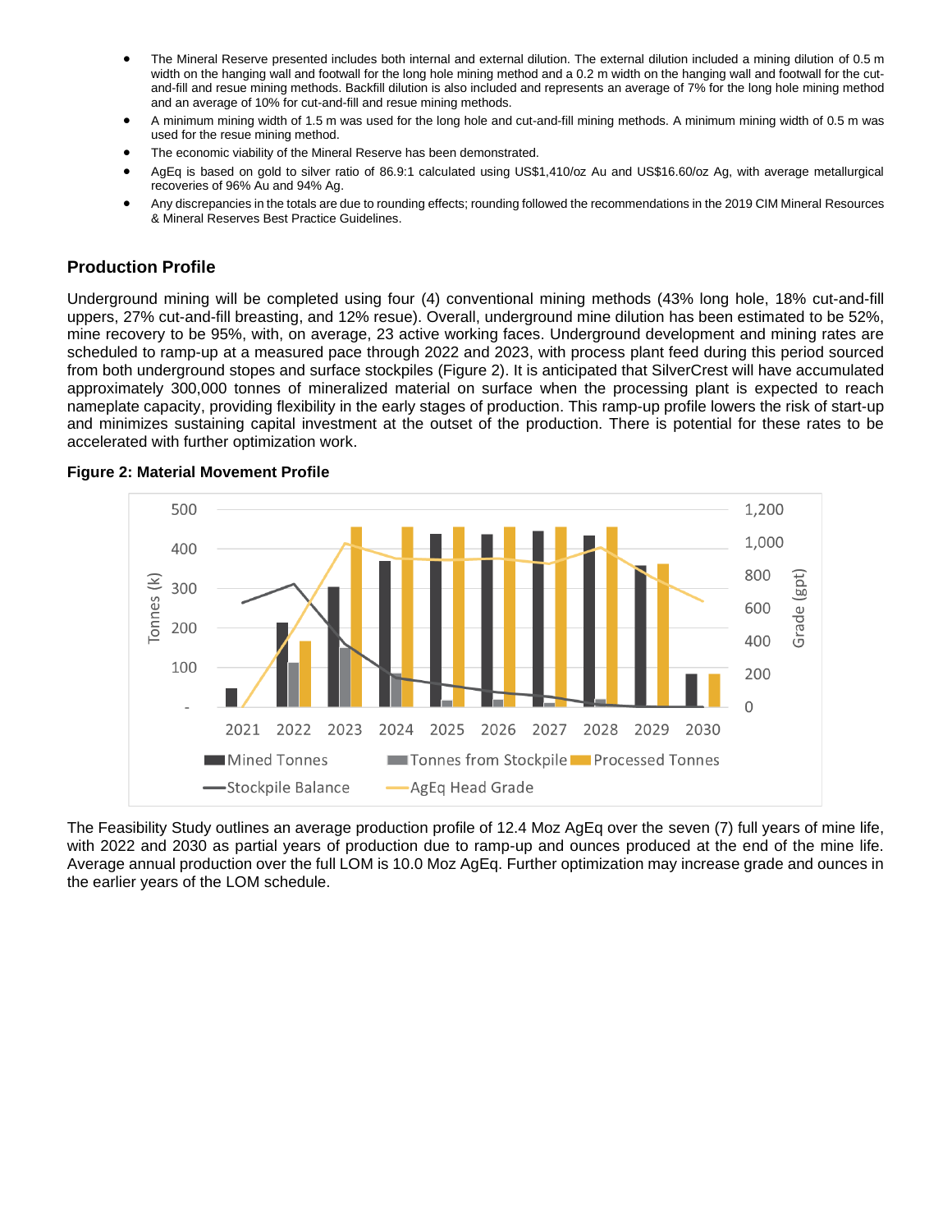- The Mineral Reserve presented includes both internal and external dilution. The external dilution included a mining dilution of 0.5 m width on the hanging wall and footwall for the long hole mining method and a 0.2 m width on the hanging wall and footwall for the cut-and-fill and resue mining methods. Backfill dilution is also included and represents an average of 7% for the long hole mining method and an average of 10% for cut-and-fill and resue mining methods.
- A minimum mining width of 1.5 m was used for the long hole and cut-and-fill mining methods. A minimum mining width of 0.5 m was used for the resue mining method.
- The economic viability of the Mineral Reserve has been demonstrated.
- AgEq is based on gold to silver ratio of 86.9:1 calculated using US$1,410/oz Au and US$16.60/oz Ag, with average metallurgical recoveries of 96% Au and 94% Ag.
- Any discrepancies in the totals are due to rounding effects; rounding followed the recommendations in the 2019 CIM Mineral Resources & Mineral Reserves Best Practice Guidelines.

## Production Profile

Underground mining will be completed using four (4) conventional mining methods (43% long hole, 18% cut-and-fill uppers, 27% cut-and-fill breasting, and 12% resue). Overall, underground mine dilution has been estimated to be 52%, mine recovery to be 95%, with, on average, 23 active working faces. Underground development and mining rates are scheduled to ramp-up at a measured pace through 2022 and 2023, with process plant feed during this period sourced from both underground stopes and surface stockpiles (Figure 2). It is anticipated that SilverCrest will have accumulated approximately 300,000 tonnes of mineralized material on surface when the processing plant is expected to reach nameplate capacity, providing flexibility in the early stages of production. This ramp-up profile lowers the risk of start-up and minimizes sustaining capital investment at the outset of the production. There is potential for these rates to be accelerated with further optimization work.

**Figure 2: Material Movement Profile**

The Feasibility Study outlines an average production profile of 12.4 Moz AgEq over the seven (7) full years of mine life, with 2022 and 2030 as partial years of production due to ramp-up and ounces produced at the end of the mine life. Average annual production over the full LOM is 10.0 Moz AgEq. Further optimization may increase grade and ounces in the earlier years of the LOM schedule.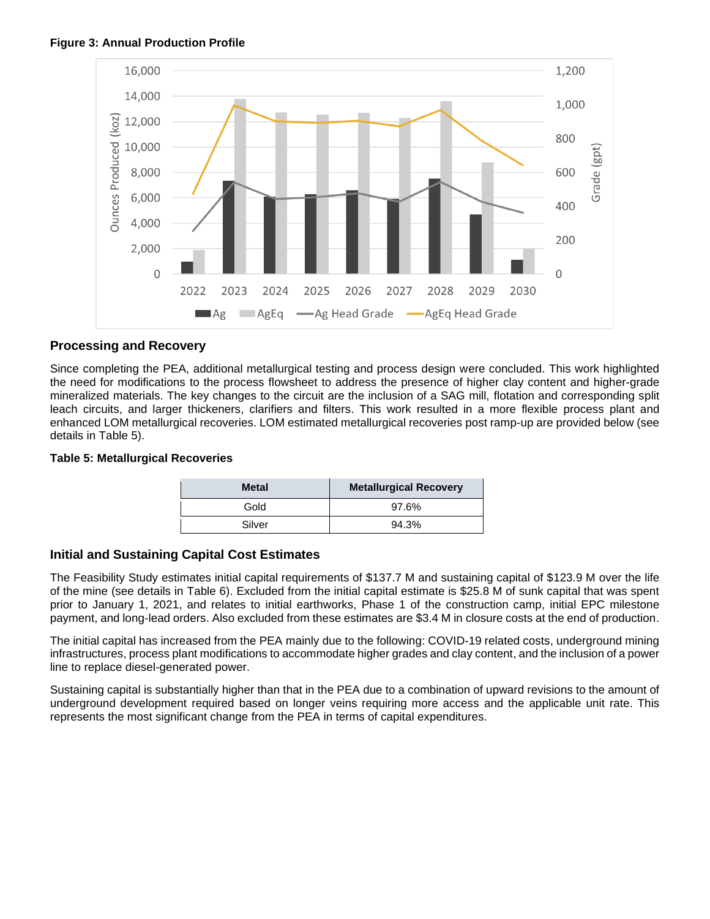**Figure 3: Annual Production Profile**

### Processing and Recovery

Since completing the PEA, additional metallurgical testing and process design were concluded. This work highlighted the need for modifications to the process flowsheet to address the presence of higher clay content and higher-grade mineralized materials. The key changes to the circuit are the inclusion of a SAG mill, flotation and corresponding split leach circuits, and larger thickeners, clarifiers and filters. This work resulted in a more flexible process plant and enhanced LOM metallurgical recoveries. LOM estimated metallurgical recoveries post ramp-up are provided below (see details in Table 5).

**Table 5: Metallurgical Recoveries**

| Metal | Metallurgical Recovery |
|---|---|
| Gold | 97.6% |
| Silver | 94.3% |

### Initial and Sustaining Capital Cost Estimates

The Feasibility Study estimates initial capital requirements of $137.7 M and sustaining capital of $123.9 M over the life of the mine (see details in Table 6). Excluded from the initial capital estimate is $25.8 M of sunk capital that was spent prior to January 1, 2021, and relates to initial earthworks, Phase 1 of the construction camp, initial EPC milestone payment, and long-lead orders. Also excluded from these estimates are $3.4 M in closure costs at the end of production.

The initial capital has increased from the PEA mainly due to the following: COVID-19 related costs, underground mining infrastructures, process plant modifications to accommodate higher grades and clay content, and the inclusion of a power line to replace diesel-generated power.

Sustaining capital is substantially higher than that in the PEA due to a combination of upward revisions to the amount of underground development required based on longer veins requiring more access and the applicable unit rate. This represents the most significant change from the PEA in terms of capital expenditures.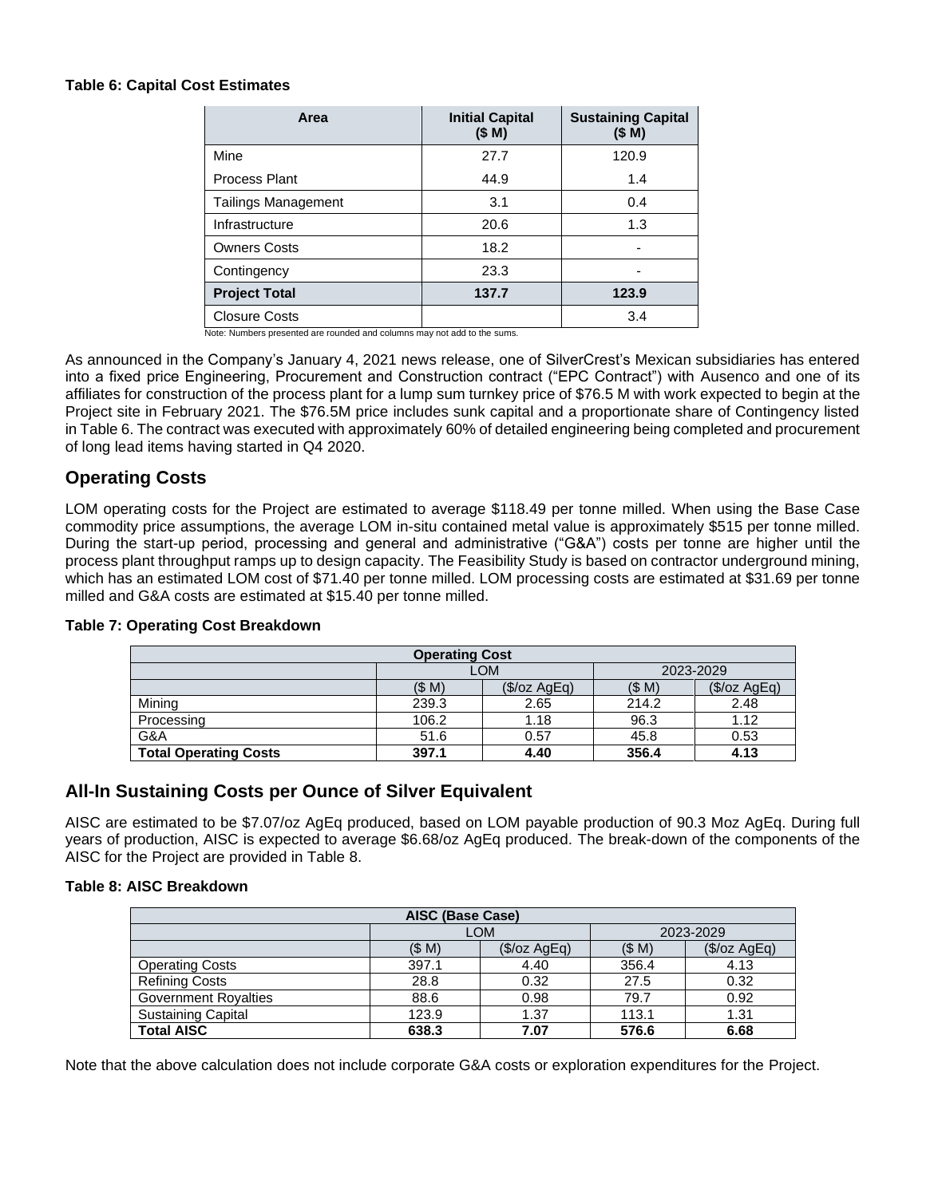**Table 6: Capital Cost Estimates**

| Area | Initial Capital ($ M) | Sustaining Capital ($ M) |
| --- | --- | --- |
| Mine | 27.7 | 120.9 |
| Process Plant | 44.9 | 1.4 |
| Tailings Management | 3.1 | 0.4 |
| Infrastructure | 20.6 | 1.3 |
| Owners Costs | 18.2 | - |
| Contingency | 23.3 | - |
| **Project Total** | **137.7** | **123.9** |
| Closure Costs | | 3.4 |

Note: Numbers presented are rounded and columns may not add to the sums.

As announced in the Company's January 4, 2021 news release, one of SilverCrest's Mexican subsidiaries has entered into a fixed price Engineering, Procurement and Construction contract ("EPC Contract") with Ausenco and one of its affiliates for construction of the process plant for a lump sum turnkey price of $76.5 M with work expected to begin at the Project site in February 2021. The $76.5M price includes sunk capital and a proportionate share of Contingency listed in Table 6. The contract was executed with approximately 60% of detailed engineering being completed and procurement of long lead items having started in Q4 2020.

## Operating Costs

LOM operating costs for the Project are estimated to average $118.49 per tonne milled. When using the Base Case commodity price assumptions, the average LOM in-situ contained metal value is approximately $515 per tonne milled. During the start-up period, processing and general and administrative ("G&A") costs per tonne are higher until the process plant throughput ramps up to design capacity. The Feasibility Study is based on contractor underground mining, which has an estimated LOM cost of $71.40 per tonne milled. LOM processing costs are estimated at $31.69 per tonne milled and G&A costs are estimated at $15.40 per tonne milled.

**Table 7: Operating Cost Breakdown**

| Operating Cost | | | | |
| --- | --- | --- | --- | --- |
| | LOM | | 2023-2029 | |
| | ($ M) | ($/oz AgEq) | ($ M) | ($/oz AgEq) |
| Mining | 239.3 | 2.65 | 214.2 | 2.48 |
| Processing | 106.2 | 1.18 | 96.3 | 1.12 |
| G&A | 51.6 | 0.57 | 45.8 | 0.53 |
| **Total Operating Costs** | **397.1** | **4.40** | **356.4** | **4.13** |

## All-In Sustaining Costs per Ounce of Silver Equivalent

AISC are estimated to be $7.07/oz AgEq produced, based on LOM payable production of 90.3 Moz AgEq. During full years of production, AISC is expected to average $6.68/oz AgEq produced. The break-down of the components of the AISC for the Project are provided in Table 8.

**Table 8: AISC Breakdown**

| AISC (Base Case) | | | | |
| --- | --- | --- | --- | --- |
| | LOM | | 2023-2029 | |
| | ($ M) | ($/oz AgEq) | ($ M) | ($/oz AgEq) |
| Operating Costs | 397.1 | 4.40 | 356.4 | 4.13 |
| Refining Costs | 28.8 | 0.32 | 27.5 | 0.32 |
| Government Royalties | 88.6 | 0.98 | 79.7 | 0.92 |
| Sustaining Capital | 123.9 | 1.37 | 113.1 | 1.31 |
| **Total AISC** | **638.3** | **7.07** | **576.6** | **6.68** |

Note that the above calculation does not include corporate G&A costs or exploration expenditures for the Project.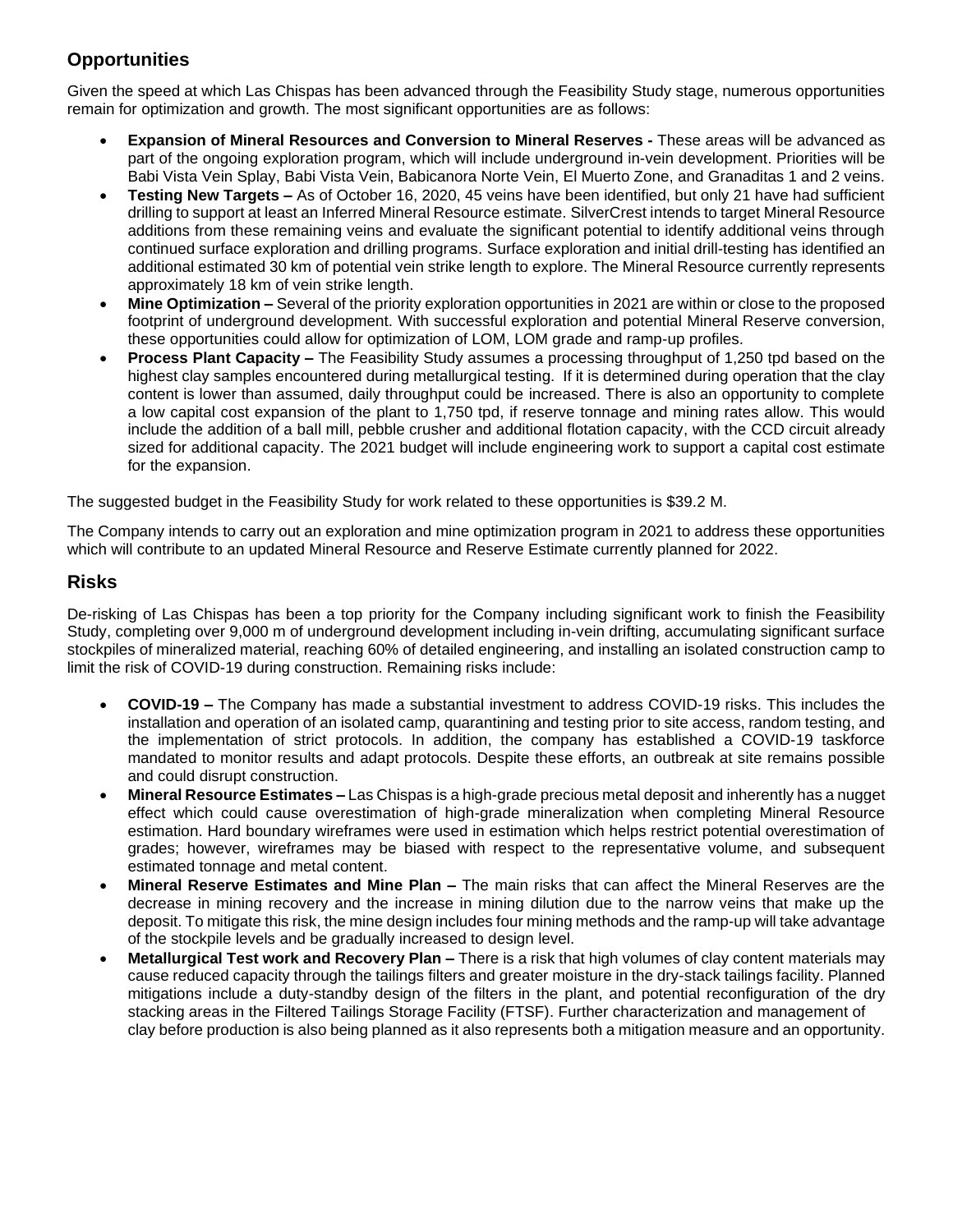## Opportunities

Given the speed at which Las Chispas has been advanced through the Feasibility Study stage, numerous opportunities remain for optimization and growth. The most significant opportunities are as follows:

- **Expansion of Mineral Resources and Conversion to Mineral Reserves -** These areas will be advanced as part of the ongoing exploration program, which will include underground in-vein development. Priorities will be Babi Vista Vein Splay, Babi Vista Vein, Babicanora Norte Vein, El Muerto Zone, and Granaditas 1 and 2 veins.
- **Testing New Targets –** As of October 16, 2020, 45 veins have been identified, but only 21 have had sufficient drilling to support at least an Inferred Mineral Resource estimate. SilverCrest intends to target Mineral Resource additions from these remaining veins and evaluate the significant potential to identify additional veins through continued surface exploration and drilling programs. Surface exploration and initial drill-testing has identified an additional estimated 30 km of potential vein strike length to explore. The Mineral Resource currently represents approximately 18 km of vein strike length.
- **Mine Optimization –** Several of the priority exploration opportunities in 2021 are within or close to the proposed footprint of underground development. With successful exploration and potential Mineral Reserve conversion, these opportunities could allow for optimization of LOM, LOM grade and ramp-up profiles.
- **Process Plant Capacity –** The Feasibility Study assumes a processing throughput of 1,250 tpd based on the highest clay samples encountered during metallurgical testing. If it is determined during operation that the clay content is lower than assumed, daily throughput could be increased. There is also an opportunity to complete a low capital cost expansion of the plant to 1,750 tpd, if reserve tonnage and mining rates allow. This would include the addition of a ball mill, pebble crusher and additional flotation capacity, with the CCD circuit already sized for additional capacity. The 2021 budget will include engineering work to support a capital cost estimate for the expansion.

The suggested budget in the Feasibility Study for work related to these opportunities is $39.2 M.

The Company intends to carry out an exploration and mine optimization program in 2021 to address these opportunities which will contribute to an updated Mineral Resource and Reserve Estimate currently planned for 2022.

## Risks

De-risking of Las Chispas has been a top priority for the Company including significant work to finish the Feasibility Study, completing over 9,000 m of underground development including in-vein drifting, accumulating significant surface stockpiles of mineralized material, reaching 60% of detailed engineering, and installing an isolated construction camp to limit the risk of COVID-19 during construction. Remaining risks include:

- **COVID-19 –** The Company has made a substantial investment to address COVID-19 risks. This includes the installation and operation of an isolated camp, quarantining and testing prior to site access, random testing, and the implementation of strict protocols. In addition, the company has established a COVID-19 taskforce mandated to monitor results and adapt protocols. Despite these efforts, an outbreak at site remains possible and could disrupt construction.
- **Mineral Resource Estimates –** Las Chispas is a high-grade precious metal deposit and inherently has a nugget effect which could cause overestimation of high-grade mineralization when completing Mineral Resource estimation. Hard boundary wireframes were used in estimation which helps restrict potential overestimation of grades; however, wireframes may be biased with respect to the representative volume, and subsequent estimated tonnage and metal content.
- **Mineral Reserve Estimates and Mine Plan –** The main risks that can affect the Mineral Reserves are the decrease in mining recovery and the increase in mining dilution due to the narrow veins that make up the deposit. To mitigate this risk, the mine design includes four mining methods and the ramp-up will take advantage of the stockpile levels and be gradually increased to design level.
- **Metallurgical Test work and Recovery Plan –** There is a risk that high volumes of clay content materials may cause reduced capacity through the tailings filters and greater moisture in the dry-stack tailings facility. Planned mitigations include a duty-standby design of the filters in the plant, and potential reconfiguration of the dry stacking areas in the Filtered Tailings Storage Facility (FTSF). Further characterization and management of clay before production is also being planned as it also represents both a mitigation measure and an opportunity.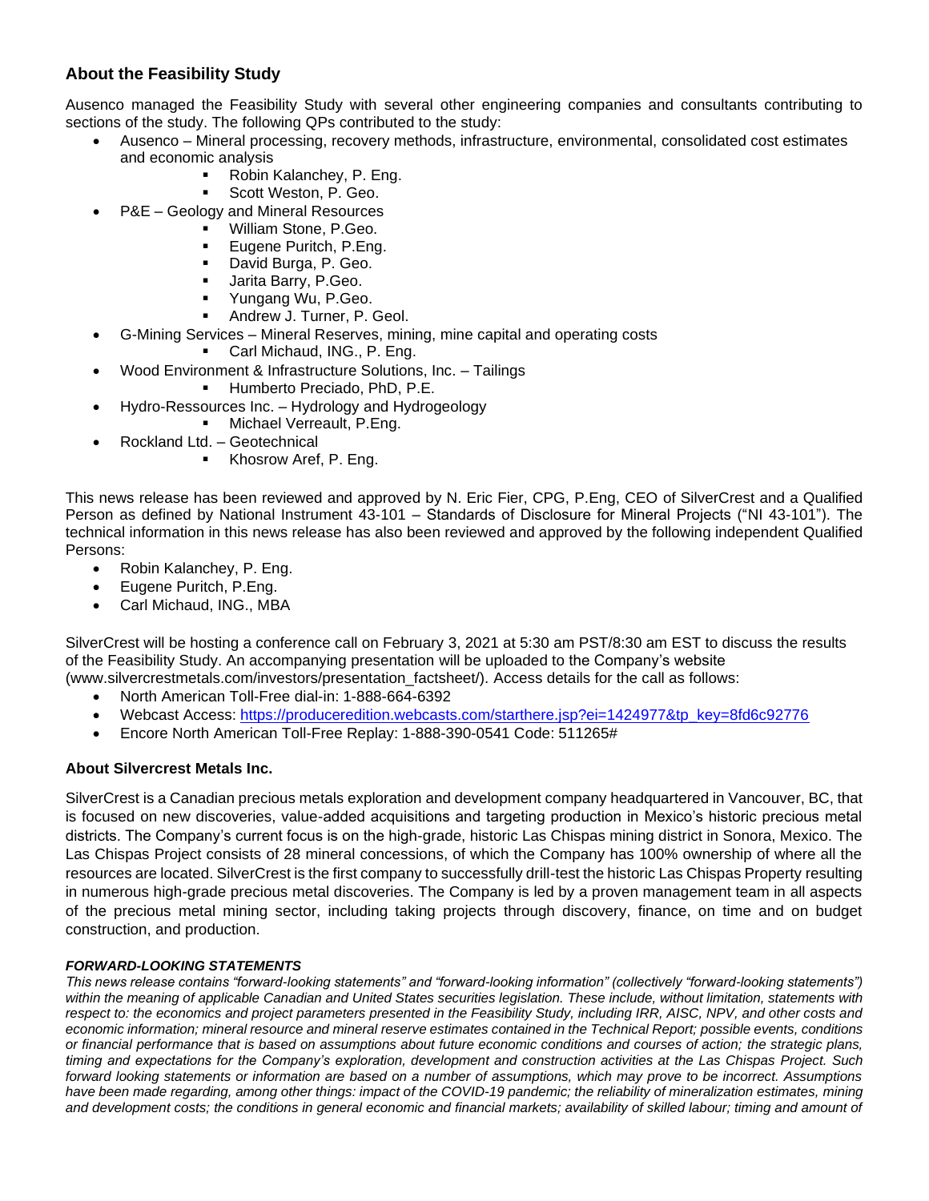### About the Feasibility Study

Ausenco managed the Feasibility Study with several other engineering companies and consultants contributing to sections of the study. The following QPs contributed to the study:

- Ausenco – Mineral processing, recovery methods, infrastructure, environmental, consolidated cost estimates and economic analysis
  - Robin Kalanchey, P. Eng.
  - Scott Weston, P. Geo.
- P&E – Geology and Mineral Resources
  - William Stone, P.Geo.
  - Eugene Puritch, P.Eng.
  - David Burga, P. Geo.
  - Jarita Barry, P.Geo.
  - Yungang Wu, P.Geo.
  - Andrew J. Turner, P. Geol.
- G-Mining Services – Mineral Reserves, mining, mine capital and operating costs
  - Carl Michaud, ING., P. Eng.
- Wood Environment & Infrastructure Solutions, Inc. – Tailings
  - Humberto Preciado, PhD, P.E.
- Hydro-Ressources Inc. – Hydrology and Hydrogeology
  - Michael Verreault, P.Eng.
- Rockland Ltd. – Geotechnical
  - Khosrow Aref, P. Eng.

This news release has been reviewed and approved by N. Eric Fier, CPG, P.Eng, CEO of SilverCrest and a Qualified Person as defined by National Instrument 43-101 – Standards of Disclosure for Mineral Projects ("NI 43-101"). The technical information in this news release has also been reviewed and approved by the following independent Qualified Persons:

- Robin Kalanchey, P. Eng.
- Eugene Puritch, P.Eng.
- Carl Michaud, ING., MBA

SilverCrest will be hosting a conference call on February 3, 2021 at 5:30 am PST/8:30 am EST to discuss the results of the Feasibility Study. An accompanying presentation will be uploaded to the Company's website (www.silvercrestmetals.com/investors/presentation_factsheet/). Access details for the call as follows:

- North American Toll-Free dial-in: 1-888-664-6392
- Webcast Access: [https://produceredition.webcasts.com/starthere.jsp?ei=1424977&tp_key=8fd6c92776](https://produceredition.webcasts.com/starthere.jsp?ei=1424977&tp_key=8fd6c92776)
- Encore North American Toll-Free Replay: 1-888-390-0541 Code: 511265#

### About Silvercrest Metals Inc.

SilverCrest is a Canadian precious metals exploration and development company headquartered in Vancouver, BC, that is focused on new discoveries, value-added acquisitions and targeting production in Mexico's historic precious metal districts. The Company's current focus is on the high-grade, historic Las Chispas mining district in Sonora, Mexico. The Las Chispas Project consists of 28 mineral concessions, of which the Company has 100% ownership of where all the resources are located. SilverCrest is the first company to successfully drill-test the historic Las Chispas Property resulting in numerous high-grade precious metal discoveries. The Company is led by a proven management team in all aspects of the precious metal mining sector, including taking projects through discovery, finance, on time and on budget construction, and production.

***FORWARD-LOOKING STATEMENTS***

*This news release contains "forward-looking statements" and "forward-looking information" (collectively "forward-looking statements") within the meaning of applicable Canadian and United States securities legislation. These include, without limitation, statements with respect to: the economics and project parameters presented in the Feasibility Study, including IRR, AISC, NPV, and other costs and economic information; mineral resource and mineral reserve estimates contained in the Technical Report; possible events, conditions or financial performance that is based on assumptions about future economic conditions and courses of action; the strategic plans, timing and expectations for the Company's exploration, development and construction activities at the Las Chispas Project. Such forward looking statements or information are based on a number of assumptions, which may prove to be incorrect. Assumptions have been made regarding, among other things: impact of the COVID-19 pandemic; the reliability of mineralization estimates, mining and development costs; the conditions in general economic and financial markets; availability of skilled labour; timing and amount of*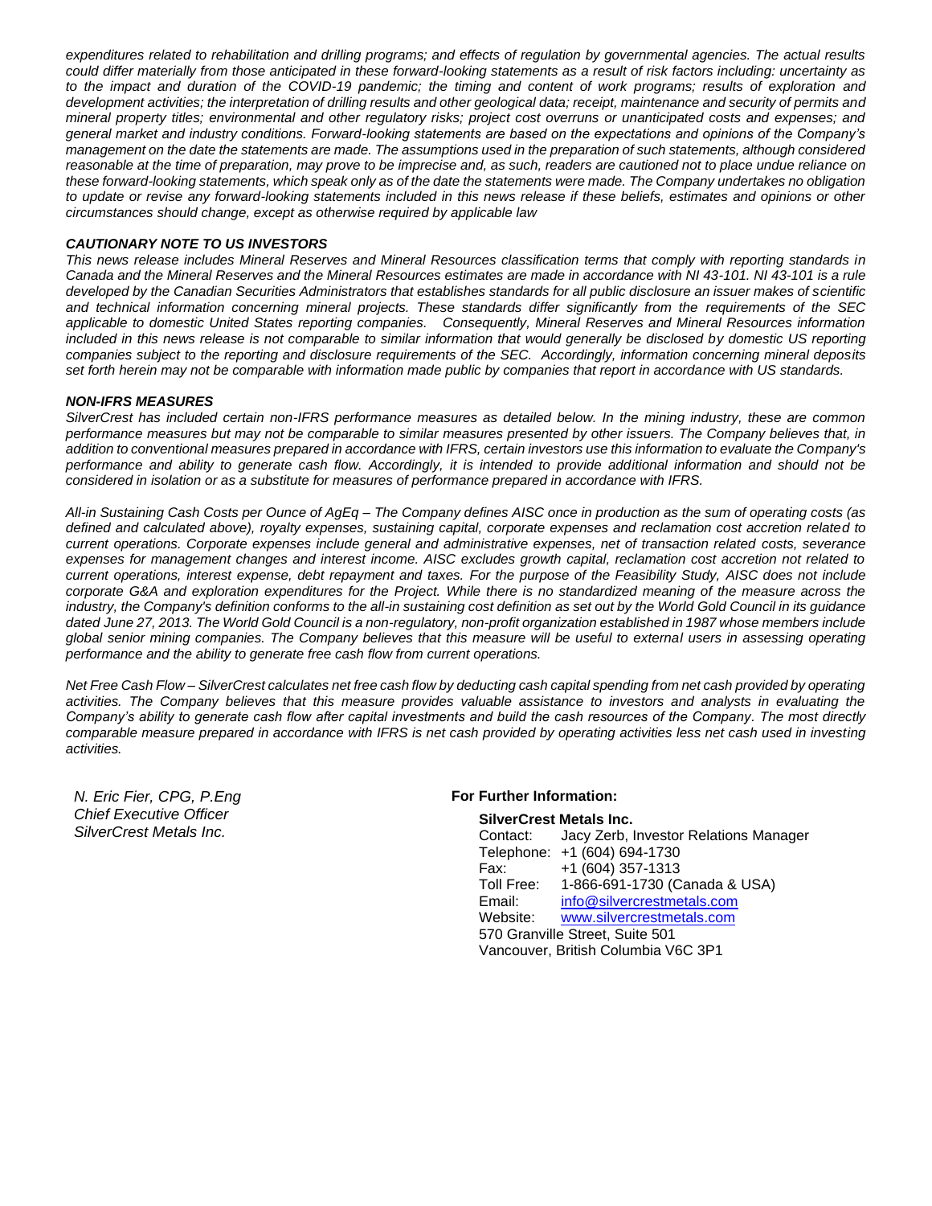*expenditures related to rehabilitation and drilling programs; and effects of regulation by governmental agencies. The actual results could differ materially from those anticipated in these forward-looking statements as a result of risk factors including: uncertainty as to the impact and duration of the COVID-19 pandemic; the timing and content of work programs; results of exploration and development activities; the interpretation of drilling results and other geological data; receipt, maintenance and security of permits and mineral property titles; environmental and other regulatory risks; project cost overruns or unanticipated costs and expenses; and general market and industry conditions. Forward-looking statements are based on the expectations and opinions of the Company's management on the date the statements are made. The assumptions used in the preparation of such statements, although considered reasonable at the time of preparation, may prove to be imprecise and, as such, readers are cautioned not to place undue reliance on these forward-looking statements, which speak only as of the date the statements were made. The Company undertakes no obligation to update or revise any forward-looking statements included in this news release if these beliefs, estimates and opinions or other circumstances should change, except as otherwise required by applicable law*

***CAUTIONARY NOTE TO US INVESTORS***

*This news release includes Mineral Reserves and Mineral Resources classification terms that comply with reporting standards in Canada and the Mineral Reserves and the Mineral Resources estimates are made in accordance with NI 43-101. NI 43-101 is a rule developed by the Canadian Securities Administrators that establishes standards for all public disclosure an issuer makes of scientific and technical information concerning mineral projects. These standards differ significantly from the requirements of the SEC applicable to domestic United States reporting companies. Consequently, Mineral Reserves and Mineral Resources information included in this news release is not comparable to similar information that would generally be disclosed by domestic US reporting companies subject to the reporting and disclosure requirements of the SEC. Accordingly, information concerning mineral deposits set forth herein may not be comparable with information made public by companies that report in accordance with US standards.*

***NON-IFRS MEASURES***

*SilverCrest has included certain non-IFRS performance measures as detailed below. In the mining industry, these are common performance measures but may not be comparable to similar measures presented by other issuers. The Company believes that, in addition to conventional measures prepared in accordance with IFRS, certain investors use this information to evaluate the Company's performance and ability to generate cash flow. Accordingly, it is intended to provide additional information and should not be considered in isolation or as a substitute for measures of performance prepared in accordance with IFRS.*

*All-in Sustaining Cash Costs per Ounce of AgEq – The Company defines AISC once in production as the sum of operating costs (as defined and calculated above), royalty expenses, sustaining capital, corporate expenses and reclamation cost accretion related to current operations. Corporate expenses include general and administrative expenses, net of transaction related costs, severance expenses for management changes and interest income. AISC excludes growth capital, reclamation cost accretion not related to current operations, interest expense, debt repayment and taxes. For the purpose of the Feasibility Study, AISC does not include corporate G&A and exploration expenditures for the Project. While there is no standardized meaning of the measure across the industry, the Company's definition conforms to the all-in sustaining cost definition as set out by the World Gold Council in its guidance dated June 27, 2013. The World Gold Council is a non-regulatory, non-profit organization established in 1987 whose members include global senior mining companies. The Company believes that this measure will be useful to external users in assessing operating performance and the ability to generate free cash flow from current operations.*

*Net Free Cash Flow – SilverCrest calculates net free cash flow by deducting cash capital spending from net cash provided by operating activities. The Company believes that this measure provides valuable assistance to investors and analysts in evaluating the Company's ability to generate cash flow after capital investments and build the cash resources of the Company. The most directly comparable measure prepared in accordance with IFRS is net cash provided by operating activities less net cash used in investing activities.*

*N. Eric Fier, CPG, P.Eng*
*Chief Executive Officer*
*SilverCrest Metals Inc.*

**For Further Information:**

**SilverCrest Metals Inc.**

Contact: Jacy Zerb, Investor Relations Manager
Telephone: +1 (604) 694-1730
Fax: +1 (604) 357-1313
Toll Free: 1-866-691-1730 (Canada & USA)
Email: info@silvercrestmetals.com
Website: www.silvercrestmetals.com
570 Granville Street, Suite 501
Vancouver, British Columbia V6C 3P1